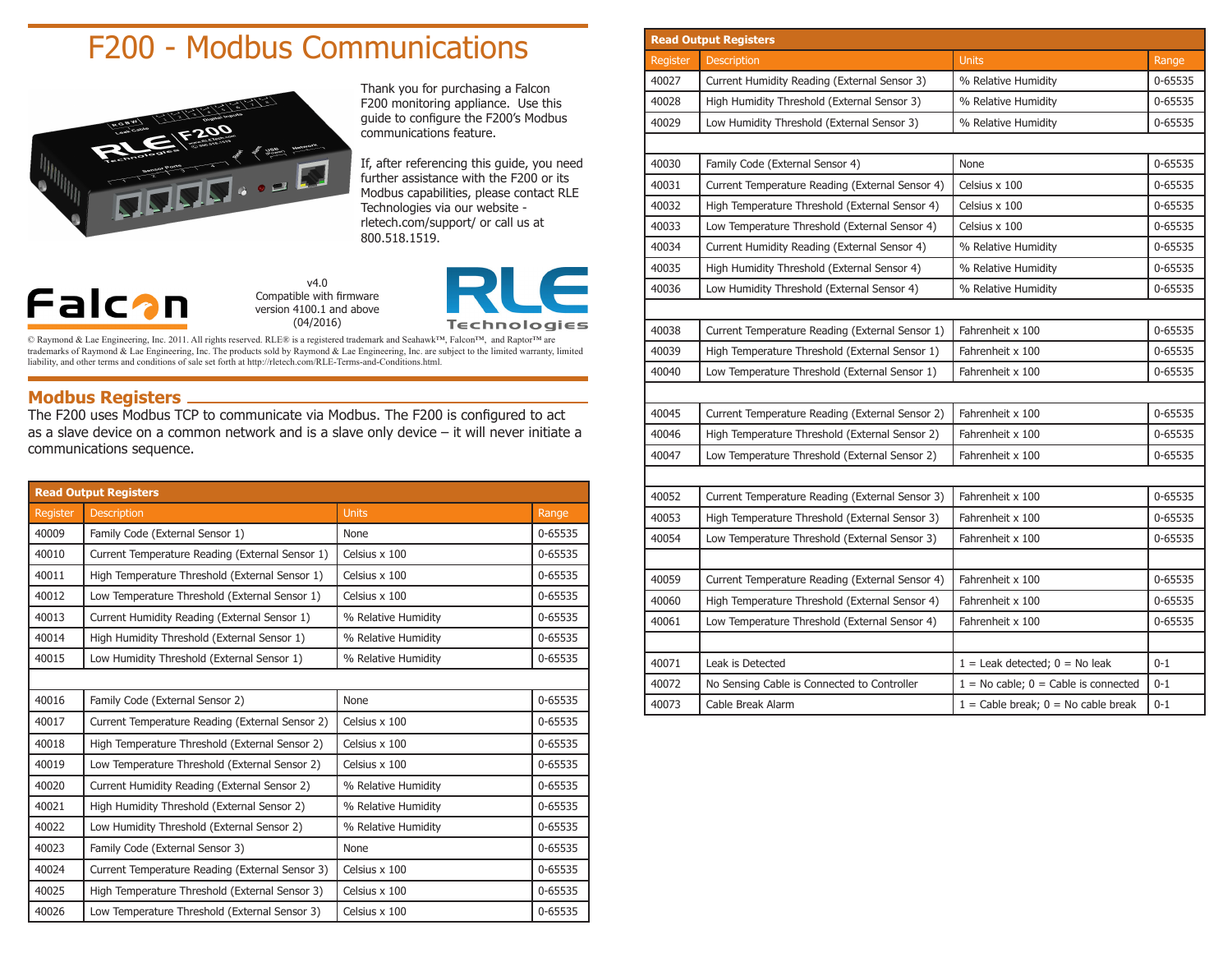# F200 - Modbus Communications

Thank you for purchasing a Falcon F200 monitoring appliance. Use this guide to configure the F200's Modbus communications feature.

If, after referencing this guide, you need further assistance with the F200 or its Modbus capabilities, please contact RLE Technologies via our website - rletech.com/support/ or call us at 800.518.1519.

v4.0
Compatible with firmware version 4100.1 and above
(04/2016)

© Raymond & Lae Engineering, Inc. 2011. All rights reserved. RLE® is a registered trademark and Seahawk™, Falcon™, and Raptor™ are trademarks of Raymond & Lae Engineering, Inc. The products sold by Raymond & Lae Engineering, Inc. are subject to the limited warranty, limited liability, and other terms and conditions of sale set forth at http://rletech.com/RLE-Terms-and-Conditions.html.

## Modbus Registers

The F200 uses Modbus TCP to communicate via Modbus. The F200 is configured to act as a slave device on a common network and is a slave only device – it will never initiate a communications sequence.

**Read Output Registers**

| Register | Description | Units | Range |
|---|---|---|---|
| 40009 | Family Code (External Sensor 1) | None | 0-65535 |
| 40010 | Current Temperature Reading (External Sensor 1) | Celsius x 100 | 0-65535 |
| 40011 | High Temperature Threshold (External Sensor 1) | Celsius x 100 | 0-65535 |
| 40012 | Low Temperature Threshold (External Sensor 1) | Celsius x 100 | 0-65535 |
| 40013 | Current Humidity Reading (External Sensor 1) | % Relative Humidity | 0-65535 |
| 40014 | High Humidity Threshold (External Sensor 1) | % Relative Humidity | 0-65535 |
| 40015 | Low Humidity Threshold (External Sensor 1) | % Relative Humidity | 0-65535 |
| | | | |
| 40016 | Family Code (External Sensor 2) | None | 0-65535 |
| 40017 | Current Temperature Reading (External Sensor 2) | Celsius x 100 | 0-65535 |
| 40018 | High Temperature Threshold (External Sensor 2) | Celsius x 100 | 0-65535 |
| 40019 | Low Temperature Threshold (External Sensor 2) | Celsius x 100 | 0-65535 |
| 40020 | Current Humidity Reading (External Sensor 2) | % Relative Humidity | 0-65535 |
| 40021 | High Humidity Threshold (External Sensor 2) | % Relative Humidity | 0-65535 |
| 40022 | Low Humidity Threshold (External Sensor 2) | % Relative Humidity | 0-65535 |
| 40023 | Family Code (External Sensor 3) | None | 0-65535 |
| 40024 | Current Temperature Reading (External Sensor 3) | Celsius x 100 | 0-65535 |
| 40025 | High Temperature Threshold (External Sensor 3) | Celsius x 100 | 0-65535 |
| 40026 | Low Temperature Threshold (External Sensor 3) | Celsius x 100 | 0-65535 |

**Read Output Registers**

| Register | Description | Units | Range |
|---|---|---|---|
| 40027 | Current Humidity Reading (External Sensor 3) | % Relative Humidity | 0-65535 |
| 40028 | High Humidity Threshold (External Sensor 3) | % Relative Humidity | 0-65535 |
| 40029 | Low Humidity Threshold (External Sensor 3) | % Relative Humidity | 0-65535 |
| | | | |
| 40030 | Family Code (External Sensor 4) | None | 0-65535 |
| 40031 | Current Temperature Reading (External Sensor 4) | Celsius x 100 | 0-65535 |
| 40032 | High Temperature Threshold (External Sensor 4) | Celsius x 100 | 0-65535 |
| 40033 | Low Temperature Threshold (External Sensor 4) | Celsius x 100 | 0-65535 |
| 40034 | Current Humidity Reading (External Sensor 4) | % Relative Humidity | 0-65535 |
| 40035 | High Humidity Threshold (External Sensor 4) | % Relative Humidity | 0-65535 |
| 40036 | Low Humidity Threshold (External Sensor 4) | % Relative Humidity | 0-65535 |
| | | | |
| 40038 | Current Temperature Reading (External Sensor 1) | Fahrenheit x 100 | 0-65535 |
| 40039 | High Temperature Threshold (External Sensor 1) | Fahrenheit x 100 | 0-65535 |
| 40040 | Low Temperature Threshold (External Sensor 1) | Fahrenheit x 100 | 0-65535 |
| | | | |
| 40045 | Current Temperature Reading (External Sensor 2) | Fahrenheit x 100 | 0-65535 |
| 40046 | High Temperature Threshold (External Sensor 2) | Fahrenheit x 100 | 0-65535 |
| 40047 | Low Temperature Threshold (External Sensor 2) | Fahrenheit x 100 | 0-65535 |
| | | | |
| 40052 | Current Temperature Reading (External Sensor 3) | Fahrenheit x 100 | 0-65535 |
| 40053 | High Temperature Threshold (External Sensor 3) | Fahrenheit x 100 | 0-65535 |
| 40054 | Low Temperature Threshold (External Sensor 3) | Fahrenheit x 100 | 0-65535 |
| | | | |
| 40059 | Current Temperature Reading (External Sensor 4) | Fahrenheit x 100 | 0-65535 |
| 40060 | High Temperature Threshold (External Sensor 4) | Fahrenheit x 100 | 0-65535 |
| 40061 | Low Temperature Threshold (External Sensor 4) | Fahrenheit x 100 | 0-65535 |
| | | | |
| 40071 | Leak is Detected | 1 = Leak detected; 0 = No leak | 0-1 |
| 40072 | No Sensing Cable is Connected to Controller | 1 = No cable; 0 = Cable is connected | 0-1 |
| 40073 | Cable Break Alarm | 1 = Cable break; 0 = No cable break | 0-1 |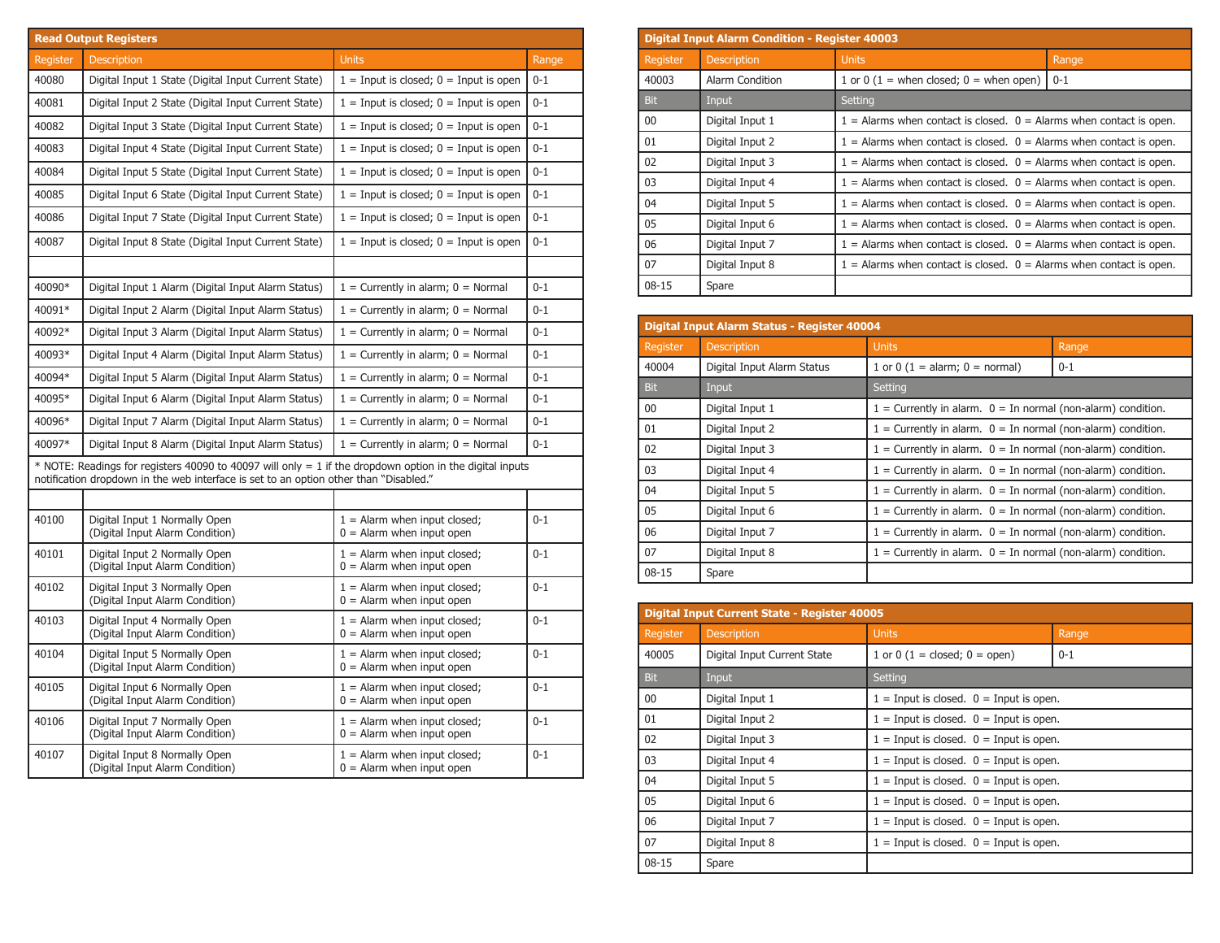| Read Output Registers | | | |
|---|---|---|---|
| Register | Description | Units | Range |
| 40080 | Digital Input 1 State (Digital Input Current State) | 1 = Input is closed; 0 = Input is open | 0-1 |
| 40081 | Digital Input 2 State (Digital Input Current State) | 1 = Input is closed; 0 = Input is open | 0-1 |
| 40082 | Digital Input 3 State (Digital Input Current State) | 1 = Input is closed; 0 = Input is open | 0-1 |
| 40083 | Digital Input 4 State (Digital Input Current State) | 1 = Input is closed; 0 = Input is open | 0-1 |
| 40084 | Digital Input 5 State (Digital Input Current State) | 1 = Input is closed; 0 = Input is open | 0-1 |
| 40085 | Digital Input 6 State (Digital Input Current State) | 1 = Input is closed; 0 = Input is open | 0-1 |
| 40086 | Digital Input 7 State (Digital Input Current State) | 1 = Input is closed; 0 = Input is open | 0-1 |
| 40087 | Digital Input 8 State (Digital Input Current State) | 1 = Input is closed; 0 = Input is open | 0-1 |
| | | | |
| 40090* | Digital Input 1 Alarm (Digital Input Alarm Status) | 1 = Currently in alarm; 0 = Normal | 0-1 |
| 40091* | Digital Input 2 Alarm (Digital Input Alarm Status) | 1 = Currently in alarm; 0 = Normal | 0-1 |
| 40092* | Digital Input 3 Alarm (Digital Input Alarm Status) | 1 = Currently in alarm; 0 = Normal | 0-1 |
| 40093* | Digital Input 4 Alarm (Digital Input Alarm Status) | 1 = Currently in alarm; 0 = Normal | 0-1 |
| 40094* | Digital Input 5 Alarm (Digital Input Alarm Status) | 1 = Currently in alarm; 0 = Normal | 0-1 |
| 40095* | Digital Input 6 Alarm (Digital Input Alarm Status) | 1 = Currently in alarm; 0 = Normal | 0-1 |
| 40096* | Digital Input 7 Alarm (Digital Input Alarm Status) | 1 = Currently in alarm; 0 = Normal | 0-1 |
| 40097* | Digital Input 8 Alarm (Digital Input Alarm Status) | 1 = Currently in alarm; 0 = Normal | 0-1 |
| * NOTE: Readings for registers 40090 to 40097 will only = 1 if the dropdown option in the digital inputs notification dropdown in the web interface is set to an option other than "Disabled." | | | |
| | | | |
| 40100 | Digital Input 1 Normally Open (Digital Input Alarm Condition) | 1 = Alarm when input closed; 0 = Alarm when input open | 0-1 |
| 40101 | Digital Input 2 Normally Open (Digital Input Alarm Condition) | 1 = Alarm when input closed; 0 = Alarm when input open | 0-1 |
| 40102 | Digital Input 3 Normally Open (Digital Input Alarm Condition) | 1 = Alarm when input closed; 0 = Alarm when input open | 0-1 |
| 40103 | Digital Input 4 Normally Open (Digital Input Alarm Condition) | 1 = Alarm when input closed; 0 = Alarm when input open | 0-1 |
| 40104 | Digital Input 5 Normally Open (Digital Input Alarm Condition) | 1 = Alarm when input closed; 0 = Alarm when input open | 0-1 |
| 40105 | Digital Input 6 Normally Open (Digital Input Alarm Condition) | 1 = Alarm when input closed; 0 = Alarm when input open | 0-1 |
| 40106 | Digital Input 7 Normally Open (Digital Input Alarm Condition) | 1 = Alarm when input closed; 0 = Alarm when input open | 0-1 |
| 40107 | Digital Input 8 Normally Open (Digital Input Alarm Condition) | 1 = Alarm when input closed; 0 = Alarm when input open | 0-1 |

| Digital Input Alarm Condition - Register 40003 | | | |
|---|---|---|---|
| Register | Description | Units | Range |
| 40003 | Alarm Condition | 1 or 0 (1 = when closed; 0 = when open) | 0-1 |
| Bit | Input | Setting | |
| 00 | Digital Input 1 | 1 = Alarms when contact is closed. 0 = Alarms when contact is open. | |
| 01 | Digital Input 2 | 1 = Alarms when contact is closed. 0 = Alarms when contact is open. | |
| 02 | Digital Input 3 | 1 = Alarms when contact is closed. 0 = Alarms when contact is open. | |
| 03 | Digital Input 4 | 1 = Alarms when contact is closed. 0 = Alarms when contact is open. | |
| 04 | Digital Input 5 | 1 = Alarms when contact is closed. 0 = Alarms when contact is open. | |
| 05 | Digital Input 6 | 1 = Alarms when contact is closed. 0 = Alarms when contact is open. | |
| 06 | Digital Input 7 | 1 = Alarms when contact is closed. 0 = Alarms when contact is open. | |
| 07 | Digital Input 8 | 1 = Alarms when contact is closed. 0 = Alarms when contact is open. | |
| 08-15 | Spare | | |

| Digital Input Alarm Status - Register 40004 | | | |
|---|---|---|---|
| Register | Description | Units | Range |
| 40004 | Digital Input Alarm Status | 1 or 0 (1 = alarm; 0 = normal) | 0-1 |
| Bit | Input | Setting | |
| 00 | Digital Input 1 | 1 = Currently in alarm. 0 = In normal (non-alarm) condition. | |
| 01 | Digital Input 2 | 1 = Currently in alarm. 0 = In normal (non-alarm) condition. | |
| 02 | Digital Input 3 | 1 = Currently in alarm. 0 = In normal (non-alarm) condition. | |
| 03 | Digital Input 4 | 1 = Currently in alarm. 0 = In normal (non-alarm) condition. | |
| 04 | Digital Input 5 | 1 = Currently in alarm. 0 = In normal (non-alarm) condition. | |
| 05 | Digital Input 6 | 1 = Currently in alarm. 0 = In normal (non-alarm) condition. | |
| 06 | Digital Input 7 | 1 = Currently in alarm. 0 = In normal (non-alarm) condition. | |
| 07 | Digital Input 8 | 1 = Currently in alarm. 0 = In normal (non-alarm) condition. | |
| 08-15 | Spare | | |

| Digital Input Current State - Register 40005 | | | |
|---|---|---|---|
| Register | Description | Units | Range |
| 40005 | Digital Input Current State | 1 or 0 (1 = closed; 0 = open) | 0-1 |
| Bit | Input | Setting | |
| 00 | Digital Input 1 | 1 = Input is closed. 0 = Input is open. | |
| 01 | Digital Input 2 | 1 = Input is closed. 0 = Input is open. | |
| 02 | Digital Input 3 | 1 = Input is closed. 0 = Input is open. | |
| 03 | Digital Input 4 | 1 = Input is closed. 0 = Input is open. | |
| 04 | Digital Input 5 | 1 = Input is closed. 0 = Input is open. | |
| 05 | Digital Input 6 | 1 = Input is closed. 0 = Input is open. | |
| 06 | Digital Input 7 | 1 = Input is closed. 0 = Input is open. | |
| 07 | Digital Input 8 | 1 = Input is closed. 0 = Input is open. | |
| 08-15 | Spare | | |